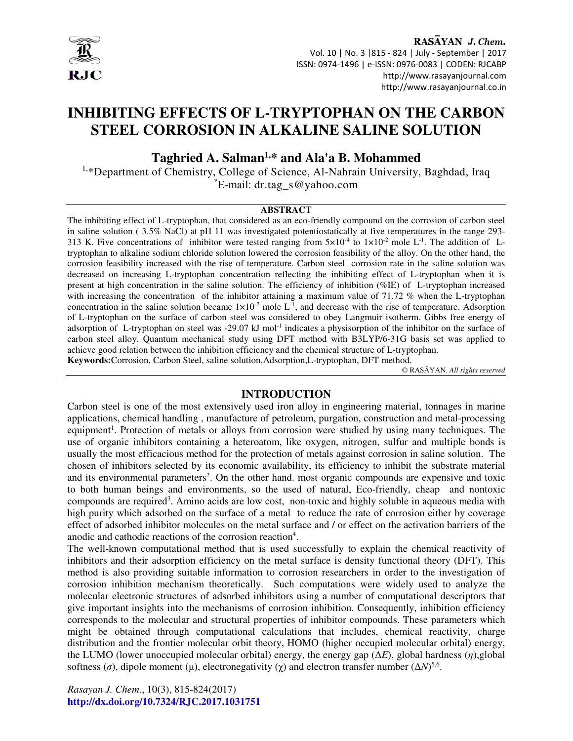# INHIBITING EFFECTS OF L-TRYPTOPHAN ON THE CARBON STEEL CORROSION IN ALKALINE SALINE SOLUTION

**Taghried A. Salman[1,*] and Ala'a B. Mohammed**

[1,*]Department of Chemistry, College of Science, Al-Nahrain University, Baghdad, Iraq

[*]E-mail: dr.tag_s@yahoo.com

## ABSTRACT

The inhibiting effect of L-tryptophan, that considered as an eco-friendly compound on the corrosion of carbon steel in saline solution ( 3.5% NaCl) at pH 11 was investigated potentiostatically at five temperatures in the range 293-313 K. Five concentrations of inhibitor were tested ranging from $5\times10^{-4}$ to $1\times10^{-2}$ mole $L^{-1}$. The addition of L-tryptophan to alkaline sodium chloride solution lowered the corrosion feasibility of the alloy. On the other hand, the corrosion feasibility increased with the rise of temperature. Carbon steel corrosion rate in the saline solution was decreased on increasing L-tryptophan concentration reflecting the inhibiting effect of L-tryptophan when it is present at high concentration in the saline solution. The efficiency of inhibition (%IE) of L-tryptophan increased with increasing the concentration of the inhibitor attaining a maximum value of 71.72 % when the L-tryptophan concentration in the saline solution became $1\times10^{-2}$ mole $L^{-1}$, and decrease with the rise of temperature. Adsorption of L-tryptophan on the surface of carbon steel was considered to obey Langmuir isotherm. Gibbs free energy of adsorption of L-tryptophan on steel was -29.07 kJ $mol^{-1}$ indicates a physisorption of the inhibitor on the surface of carbon steel alloy. Quantum mechanical study using DFT method with B3LYP/6-31G basis set was applied to achieve good relation between the inhibition efficiency and the chemical structure of L-tryptophan.

**Keywords:** Corrosion, Carbon Steel, saline solution, Adsorption, L-tryptophan, DFT method.

© RASĀYAN. *All rights reserved*

## INTRODUCTION

Carbon steel is one of the most extensively used iron alloy in engineering material, tonnages in marine applications, chemical handling , manufacture of petroleum, purgation, construction and metal-processing equipment[1]. Protection of metals or alloys from corrosion were studied by using many techniques. The use of organic inhibitors containing a heteroatom, like oxygen, nitrogen, sulfur and multiple bonds is usually the most efficacious method for the protection of metals against corrosion in saline solution. The chosen of inhibitors selected by its economic availability, its efficiency to inhibit the substrate material and its environmental parameters[2]. On the other hand. most organic compounds are expensive and toxic to both human beings and environments, so the used of natural, Eco-friendly, cheap and nontoxic compounds are required[3]. Amino acids are low cost, non-toxic and highly soluble in aqueous media with high purity which adsorbed on the surface of a metal to reduce the rate of corrosion either by coverage effect of adsorbed inhibitor molecules on the metal surface and / or effect on the activation barriers of the anodic and cathodic reactions of the corrosion reaction[4].

The well-known computational method that is used successfully to explain the chemical reactivity of inhibitors and their adsorption efficiency on the metal surface is density functional theory (DFT). This method is also providing suitable information to corrosion researchers in order to the investigation of corrosion inhibition mechanism theoretically. Such computations were widely used to analyze the molecular electronic structures of adsorbed inhibitors using a number of computational descriptors that give important insights into the mechanisms of corrosion inhibition. Consequently, inhibition efficiency corresponds to the molecular and structural properties of inhibitor compounds. These parameters which might be obtained through computational calculations that includes, chemical reactivity, charge distribution and the frontier molecular orbit theory, HOMO (higher occupied molecular orbital) energy, the LUMO (lower unoccupied molecular orbital) energy, the energy gap ($\Delta E$), global hardness ($\eta$),global softness ($\sigma$), dipole moment ($\mu$), electronegativity ($\chi$) and electron transfer number ($\Delta N$)[5,6].

*Rasayan J. Chem.*, 10(3), 815-824(2017)

**http://dx.doi.org/10.7324/RJC.2017.1031751**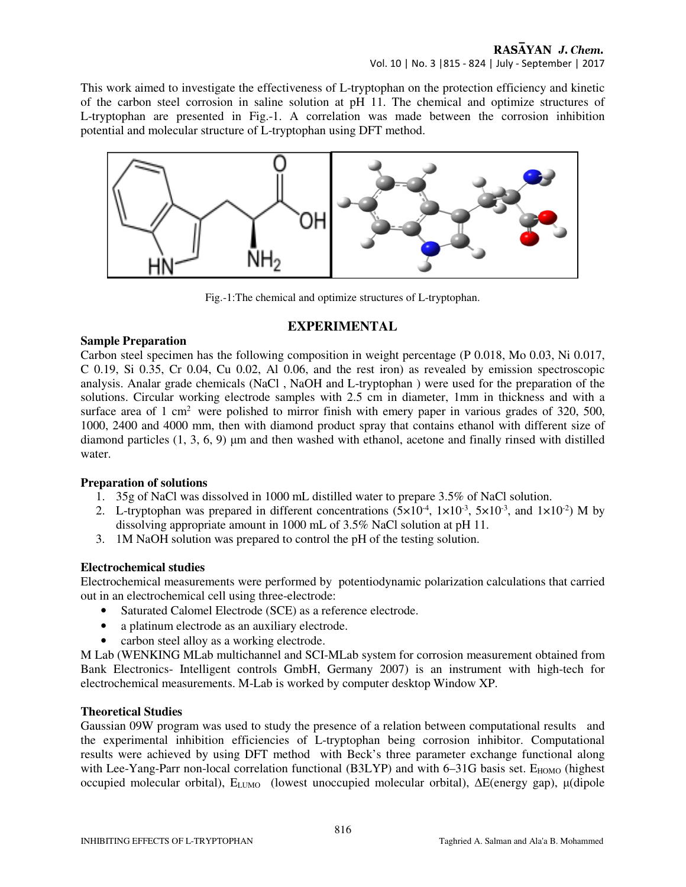This work aimed to investigate the effectiveness of L-tryptophan on the protection efficiency and kinetic of the carbon steel corrosion in saline solution at pH 11. The chemical and optimize structures of L-tryptophan are presented in Fig.-1. A correlation was made between the corrosion inhibition potential and molecular structure of L-tryptophan using DFT method.

Fig.-1:The chemical and optimize structures of L-tryptophan.

## EXPERIMENTAL

### Sample Preparation

Carbon steel specimen has the following composition in weight percentage (P 0.018, Mo 0.03, Ni 0.017, C 0.19, Si 0.35, Cr 0.04, Cu 0.02, Al 0.06, and the rest iron) as revealed by emission spectroscopic analysis. Analar grade chemicals (NaCl , NaOH and L-tryptophan ) were used for the preparation of the solutions. Circular working electrode samples with 2.5 cm in diameter, 1mm in thickness and with a surface area of 1 $cm^2$ were polished to mirror finish with emery paper in various grades of 320, 500, 1000, 2400 and 4000 mm, then with diamond product spray that contains ethanol with different size of diamond particles (1, 3, 6, 9) μm and then washed with ethanol, acetone and finally rinsed with distilled water.

### Preparation of solutions

1. 35g of NaCl was dissolved in 1000 mL distilled water to prepare 3.5% of NaCl solution.
2. L-tryptophan was prepared in different concentrations ($5\times10^{-4}$, $1\times10^{-3}$, $5\times10^{-3}$, and $1\times10^{-2}$) M by dissolving appropriate amount in 1000 mL of 3.5% NaCl solution at pH 11.
3. 1M NaOH solution was prepared to control the pH of the testing solution.

### Electrochemical studies

Electrochemical measurements were performed by potentiodynamic polarization calculations that carried out in an electrochemical cell using three-electrode:

- Saturated Calomel Electrode (SCE) as a reference electrode.
- a platinum electrode as an auxiliary electrode.
- carbon steel alloy as a working electrode.

M Lab (WENKING MLab multichannel and SCI-MLab system for corrosion measurement obtained from Bank Electronics- Intelligent controls GmbH, Germany 2007) is an instrument with high-tech for electrochemical measurements. M-Lab is worked by computer desktop Window XP.

### Theoretical Studies

Gaussian 09W program was used to study the presence of a relation between computational results and the experimental inhibition efficiencies of L-tryptophan being corrosion inhibitor. Computational results were achieved by using DFT method with Beck's three parameter exchange functional along with Lee-Yang-Parr non-local correlation functional (B3LYP) and with 6–31G basis set. $E_{HOMO}$ (highest occupied molecular orbital), $E_{LUMO}$ (lowest unoccupied molecular orbital), $\Delta E$(energy gap), μ(dipole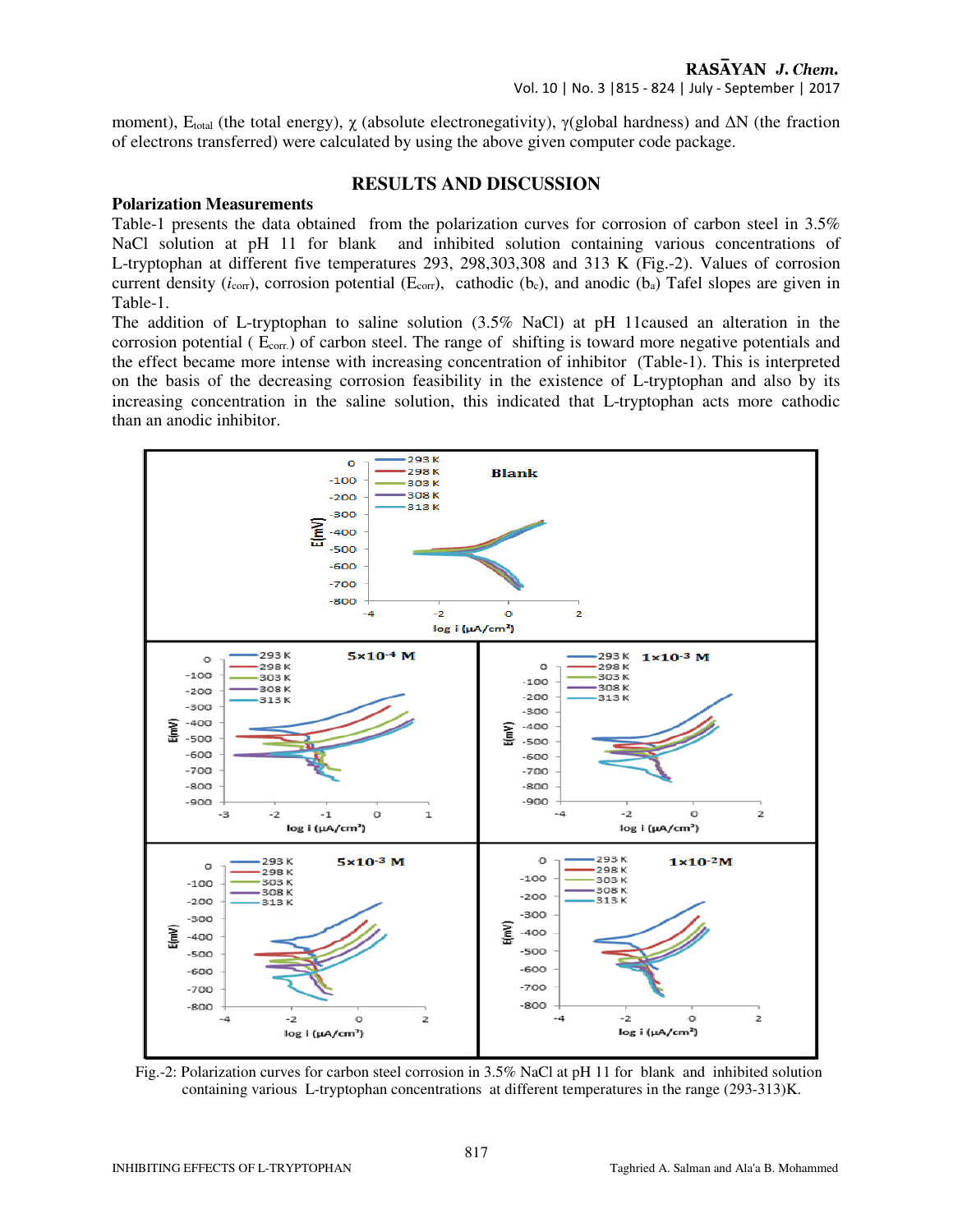moment), $E_{total}$ (the total energy), χ (absolute electronegativity), γ(global hardness) and ΔN (the fraction of electrons transferred) were calculated by using the above given computer code package.

## RESULTS AND DISCUSSION

### Polarization Measurements

Table-1 presents the data obtained from the polarization curves for corrosion of carbon steel in 3.5% NaCl solution at pH 11 for blank and inhibited solution containing various concentrations of L-tryptophan at different five temperatures 293, 298,303,308 and 313 K (Fig.-2). Values of corrosion current density ($i_{corr}$), corrosion potential ($E_{corr}$), cathodic ($b_c$), and anodic ($b_a$) Tafel slopes are given in Table-1.

The addition of L-tryptophan to saline solution (3.5% NaCl) at pH 11caused an alteration in the corrosion potential ( $E_{corr.}$) of carbon steel. The range of shifting is toward more negative potentials and the effect became more intense with increasing concentration of inhibitor (Table-1). This is interpreted on the basis of the decreasing corrosion feasibility in the existence of L-tryptophan and also by its increasing concentration in the saline solution, this indicated that L-tryptophan acts more cathodic than an anodic inhibitor.

Fig.-2: Polarization curves for carbon steel corrosion in 3.5% NaCl at pH 11 for blank and inhibited solution containing various L-tryptophan concentrations at different temperatures in the range (293-313)K.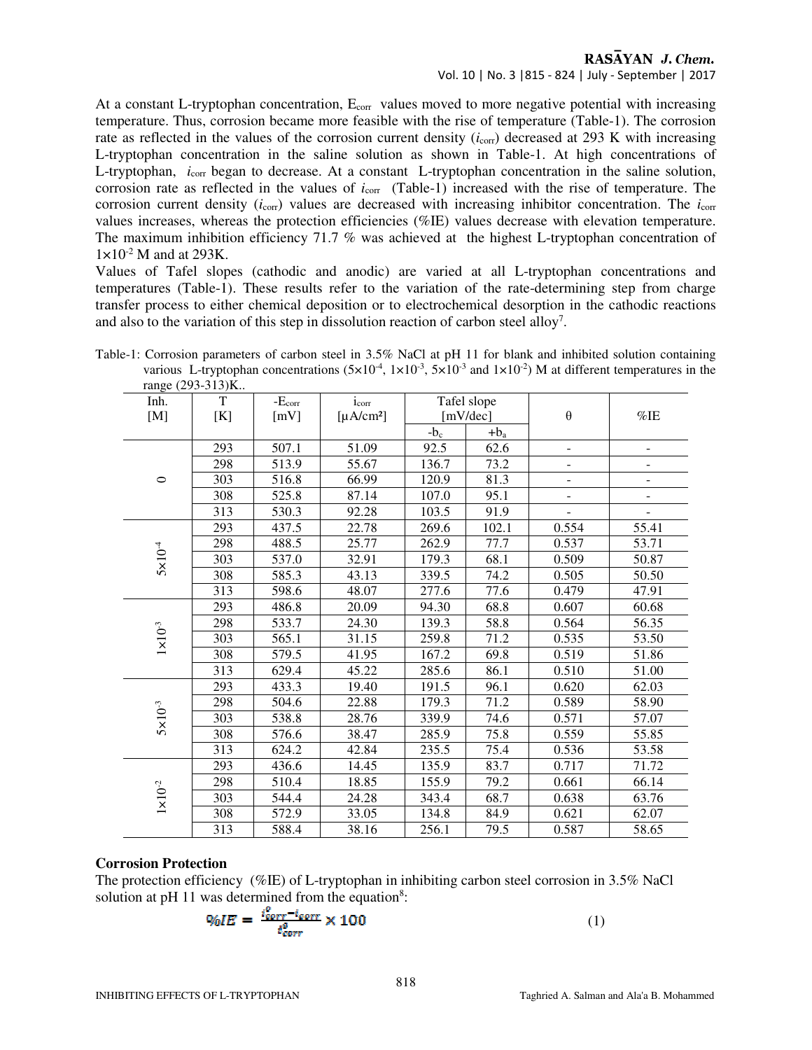At a constant L-tryptophan concentration, $E_{corr}$ values moved to more negative potential with increasing temperature. Thus, corrosion became more feasible with the rise of temperature (Table-1). The corrosion rate as reflected in the values of the corrosion current density ($i_{corr}$) decreased at 293 K with increasing L-tryptophan concentration in the saline solution as shown in Table-1. At high concentrations of L-tryptophan, $i_{corr}$ began to decrease. At a constant L-tryptophan concentration in the saline solution, corrosion rate as reflected in the values of $i_{corr}$ (Table-1) increased with the rise of temperature. The corrosion current density ($i_{corr}$) values are decreased with increasing inhibitor concentration. The $i_{corr}$ values increases, whereas the protection efficiencies (%IE) values decrease with elevation temperature. The maximum inhibition efficiency 71.7 % was achieved at the highest L-tryptophan concentration of $1\times10^{-2}$ M and at 293K.

Values of Tafel slopes (cathodic and anodic) are varied at all L-tryptophan concentrations and temperatures (Table-1). These results refer to the variation of the rate-determining step from charge transfer process to either chemical deposition or to electrochemical desorption in the cathodic reactions and also to the variation of this step in dissolution reaction of carbon steel alloy[7].

Table-1: Corrosion parameters of carbon steel in 3.5% NaCl at pH 11 for blank and inhibited solution containing various L-tryptophan concentrations ($5\times10^{-4}$, $1\times10^{-3}$, $5\times10^{-3}$ and $1\times10^{-2}$) M at different temperatures in the range (293-313)K..

| Inh. [M] | T [K] | $-E_{corr}$ [mV] | $i_{corr}$ [μA/cm²] | Tafel slope [mV/dec] | | θ | %IE |
|---|---|---|---|---|---|---|---|
| | | | | $-b_c$ | $+b_a$ | | |
| 0 | 293 | 507.1 | 51.09 | 92.5 | 62.6 | - | - |
| | 298 | 513.9 | 55.67 | 136.7 | 73.2 | - | - |
| | 303 | 516.8 | 66.99 | 120.9 | 81.3 | - | - |
| | 308 | 525.8 | 87.14 | 107.0 | 95.1 | - | - |
| | 313 | 530.3 | 92.28 | 103.5 | 91.9 | - | - |
| $5\times10^{-4}$ | 293 | 437.5 | 22.78 | 269.6 | 102.1 | 0.554 | 55.41 |
| | 298 | 488.5 | 25.77 | 262.9 | 77.7 | 0.537 | 53.71 |
| | 303 | 537.0 | 32.91 | 179.3 | 68.1 | 0.509 | 50.87 |
| | 308 | 585.3 | 43.13 | 339.5 | 74.2 | 0.505 | 50.50 |
| | 313 | 598.6 | 48.07 | 277.6 | 77.6 | 0.479 | 47.91 |
| $1\times10^{-3}$ | 293 | 486.8 | 20.09 | 94.30 | 68.8 | 0.607 | 60.68 |
| | 298 | 533.7 | 24.30 | 139.3 | 58.8 | 0.564 | 56.35 |
| | 303 | 565.1 | 31.15 | 259.8 | 71.2 | 0.535 | 53.50 |
| | 308 | 579.5 | 41.95 | 167.2 | 69.8 | 0.519 | 51.86 |
| | 313 | 629.4 | 45.22 | 285.6 | 86.1 | 0.510 | 51.00 |
| $5\times10^{-3}$ | 293 | 433.3 | 19.40 | 191.5 | 96.1 | 0.620 | 62.03 |
| | 298 | 504.6 | 22.88 | 179.3 | 71.2 | 0.589 | 58.90 |
| | 303 | 538.8 | 28.76 | 339.9 | 74.6 | 0.571 | 57.07 |
| | 308 | 576.6 | 38.47 | 285.9 | 75.8 | 0.559 | 55.85 |
| | 313 | 624.2 | 42.84 | 235.5 | 75.4 | 0.536 | 53.58 |
| $1\times10^{-2}$ | 293 | 436.6 | 14.45 | 135.9 | 83.7 | 0.717 | 71.72 |
| | 298 | 510.4 | 18.85 | 155.9 | 79.2 | 0.661 | 66.14 |
| | 303 | 544.4 | 24.28 | 343.4 | 68.7 | 0.638 | 63.76 |
| | 308 | 572.9 | 33.05 | 134.8 | 84.9 | 0.621 | 62.07 |
| | 313 | 588.4 | 38.16 | 256.1 | 79.5 | 0.587 | 58.65 |

## Corrosion Protection

The protection efficiency (%IE) of L-tryptophan in inhibiting carbon steel corrosion in 3.5% NaCl solution at pH 11 was determined from the equation[8]:

$$\%IE = \frac{i^{0}_{corr} - i_{corr}}{i^{0}_{corr}} \times 100 \qquad (1)$$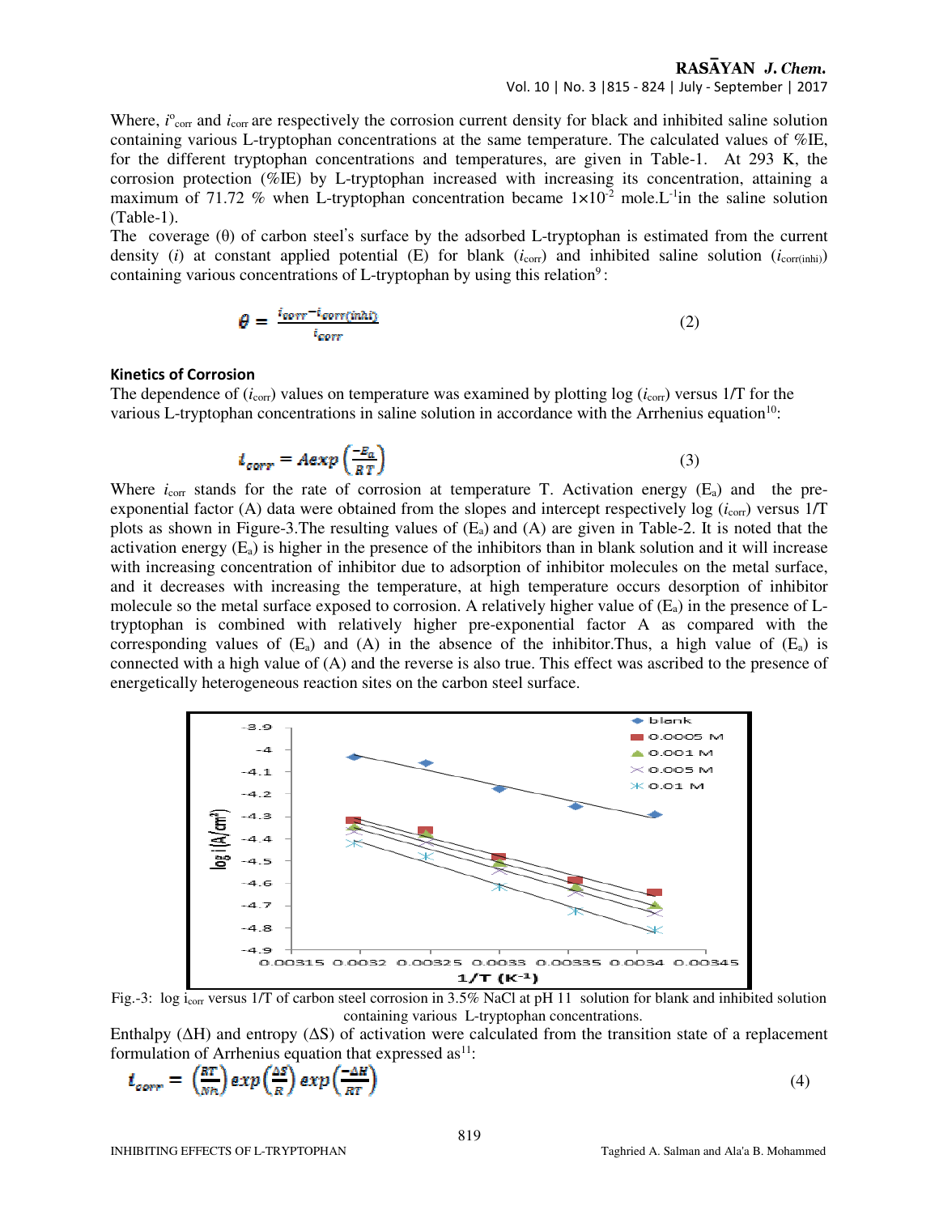Where, $i^{o}_{corr}$ and $i_{corr}$ are respectively the corrosion current density for black and inhibited saline solution containing various L-tryptophan concentrations at the same temperature. The calculated values of %IE, for the different tryptophan concentrations and temperatures, are given in Table-1. At 293 K, the corrosion protection (%IE) by L-tryptophan increased with increasing its concentration, attaining a maximum of 71.72 % when L-tryptophan concentration became $1\times10^{-2}$ mole.L$^{-1}$in the saline solution (Table-1).

The coverage (θ) of carbon steel's surface by the adsorbed L-tryptophan is estimated from the current density ($i$) at constant applied potential (E) for blank ($i_{corr}$) and inhibited saline solution ($i_{corr(inhi)}$) containing various concentrations of L-tryptophan by using this relation[9]:

$$\theta = \frac{i_{corr} - i_{corr(inhi)}}{i_{corr}} \tag{2}$$

### Kinetics of Corrosion

The dependence of ($i_{corr}$) values on temperature was examined by plotting log ($i_{corr}$) versus 1/T for the various L-tryptophan concentrations in saline solution in accordance with the Arrhenius equation[10]:

$$i_{corr} = A\exp\left(\frac{-E_a}{RT}\right) \tag{3}$$

Where $i_{corr}$ stands for the rate of corrosion at temperature T. Activation energy ($E_a$) and the pre-exponential factor (A) data were obtained from the slopes and intercept respectively log ($i_{corr}$) versus 1/T plots as shown in Figure-3.The resulting values of ($E_a$) and (A) are given in Table-2. It is noted that the activation energy ($E_a$) is higher in the presence of the inhibitors than in blank solution and it will increase with increasing concentration of inhibitor due to adsorption of inhibitor molecules on the metal surface, and it decreases with increasing the temperature, at high temperature occurs desorption of inhibitor molecule so the metal surface exposed to corrosion. A relatively higher value of ($E_a$) in the presence of L-tryptophan is combined with relatively higher pre-exponential factor A as compared with the corresponding values of ($E_a$) and (A) in the absence of the inhibitor.Thus, a high value of ($E_a$) is connected with a high value of (A) and the reverse is also true. This effect was ascribed to the presence of energetically heterogeneous reaction sites on the carbon steel surface.

Fig.-3: log $i_{corr}$ versus 1/T of carbon steel corrosion in 3.5% NaCl at pH 11 solution for blank and inhibited solution containing various L-tryptophan concentrations.

Enthalpy (ΔH) and entropy (ΔS) of activation were calculated from the transition state of a replacement formulation of Arrhenius equation that expressed as[11]:

$$i_{corr} = \left(\frac{RT}{Nh}\right)\exp\left(\frac{\Delta S}{R}\right)\exp\left(\frac{-\Delta H}{RT}\right) \tag{4}$$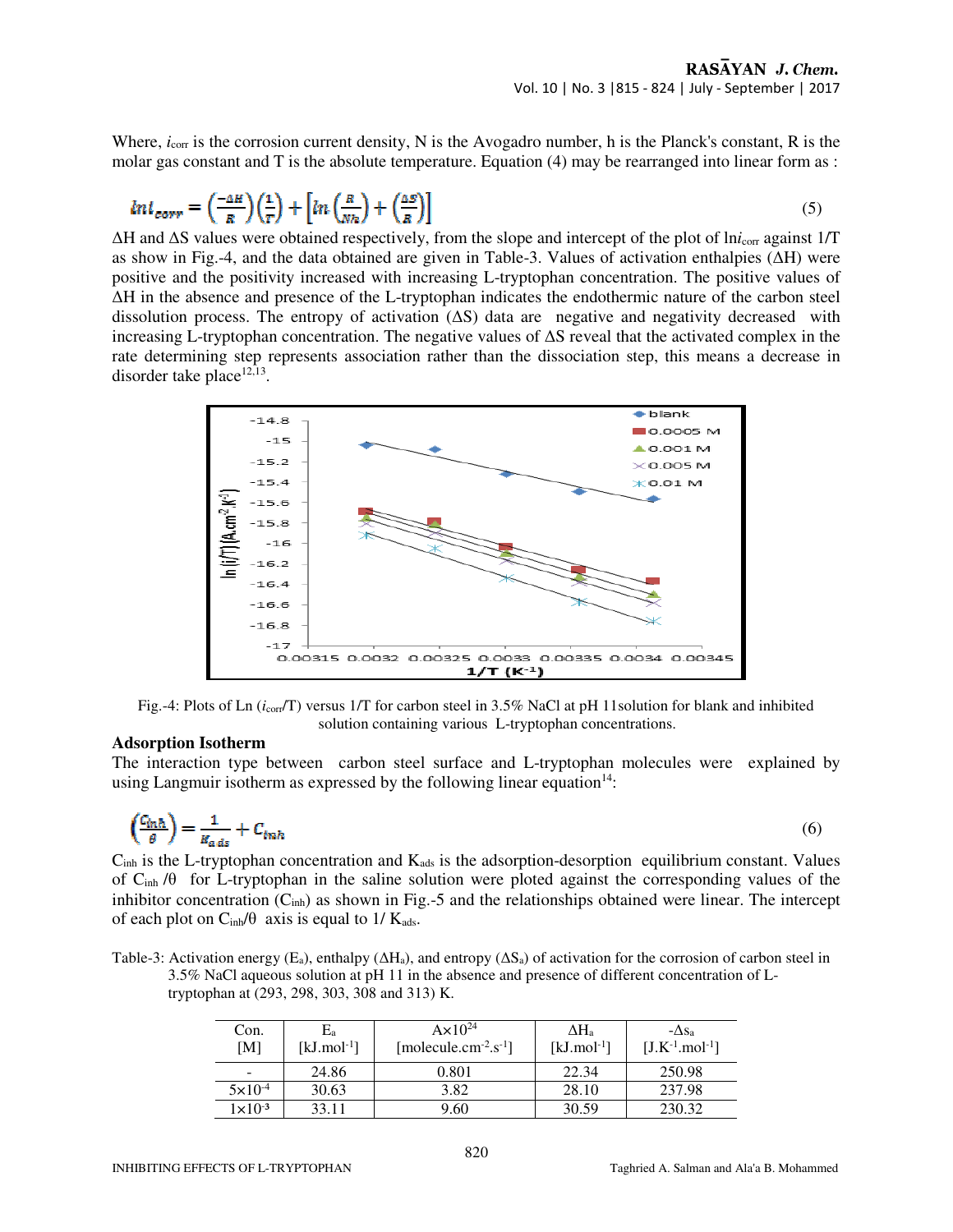Where, $i_{corr}$ is the corrosion current density, N is the Avogadro number, h is the Planck's constant, R is the molar gas constant and T is the absolute temperature. Equation (4) may be rearranged into linear form as :

$$\ln i_{corr} = \left(\frac{-\Delta H}{R}\right)\left(\frac{1}{T}\right) + \left[\ln\left(\frac{R}{Nh}\right) + \left(\frac{\Delta S}{R}\right)\right] \quad (5)$$

ΔH and ΔS values were obtained respectively, from the slope and intercept of the plot of $\ln i_{corr}$ against 1/T as show in Fig.-4, and the data obtained are given in Table-3. Values of activation enthalpies (ΔH) were positive and the positivity increased with increasing L-tryptophan concentration. The positive values of ΔH in the absence and presence of the L-tryptophan indicates the endothermic nature of the carbon steel dissolution process. The entropy of activation (ΔS) data are negative and negativity decreased with increasing L-tryptophan concentration. The negative values of ΔS reveal that the activated complex in the rate determining step represents association rather than the dissociation step, this means a decrease in disorder take place[12,13].

Fig.-4: Plots of Ln ($i_{corr}$/T) versus 1/T for carbon steel in 3.5% NaCl at pH 11solution for blank and inhibited solution containing various L-tryptophan concentrations.

## Adsorption Isotherm

The interaction type between carbon steel surface and L-tryptophan molecules were explained by using Langmuir isotherm as expressed by the following linear equation[14]:

$$\left(\frac{C_{inh}}{\theta}\right) = \frac{1}{K_{ads}} + C_{inh} \quad (6)$$

$C_{inh}$ is the L-tryptophan concentration and $K_{ads}$ is the adsorption-desorption equilibrium constant. Values of $C_{inh}/\theta$ for L-tryptophan in the saline solution were ploted against the corresponding values of the inhibitor concentration ($C_{inh}$) as shown in Fig.-5 and the relationships obtained were linear. The intercept of each plot on $C_{inh}/\theta$ axis is equal to $1/K_{ads}$.

Table-3: Activation energy ($E_a$), enthalpy ($\Delta H_a$), and entropy ($\Delta S_a$) of activation for the corrosion of carbon steel in 3.5% NaCl aqueous solution at pH 11 in the absence and presence of different concentration of L-tryptophan at (293, 298, 303, 308 and 313) K.

| Con. [M] | $E_a$ [kJ.mol$^{-1}$] | A×$10^{24}$ [molecule.cm$^{-2}$.s$^{-1}$] | $\Delta H_a$ [kJ.mol$^{-1}$] | $-\Delta S_a$ [J.K$^{-1}$.mol$^{-1}$] |
|---|---|---|---|---|
| - | 24.86 | 0.801 | 22.34 | 250.98 |
| 5×$10^{-4}$ | 30.63 | 3.82 | 28.10 | 237.98 |
| 1×$10^{-3}$ | 33.11 | 9.60 | 30.59 | 230.32 |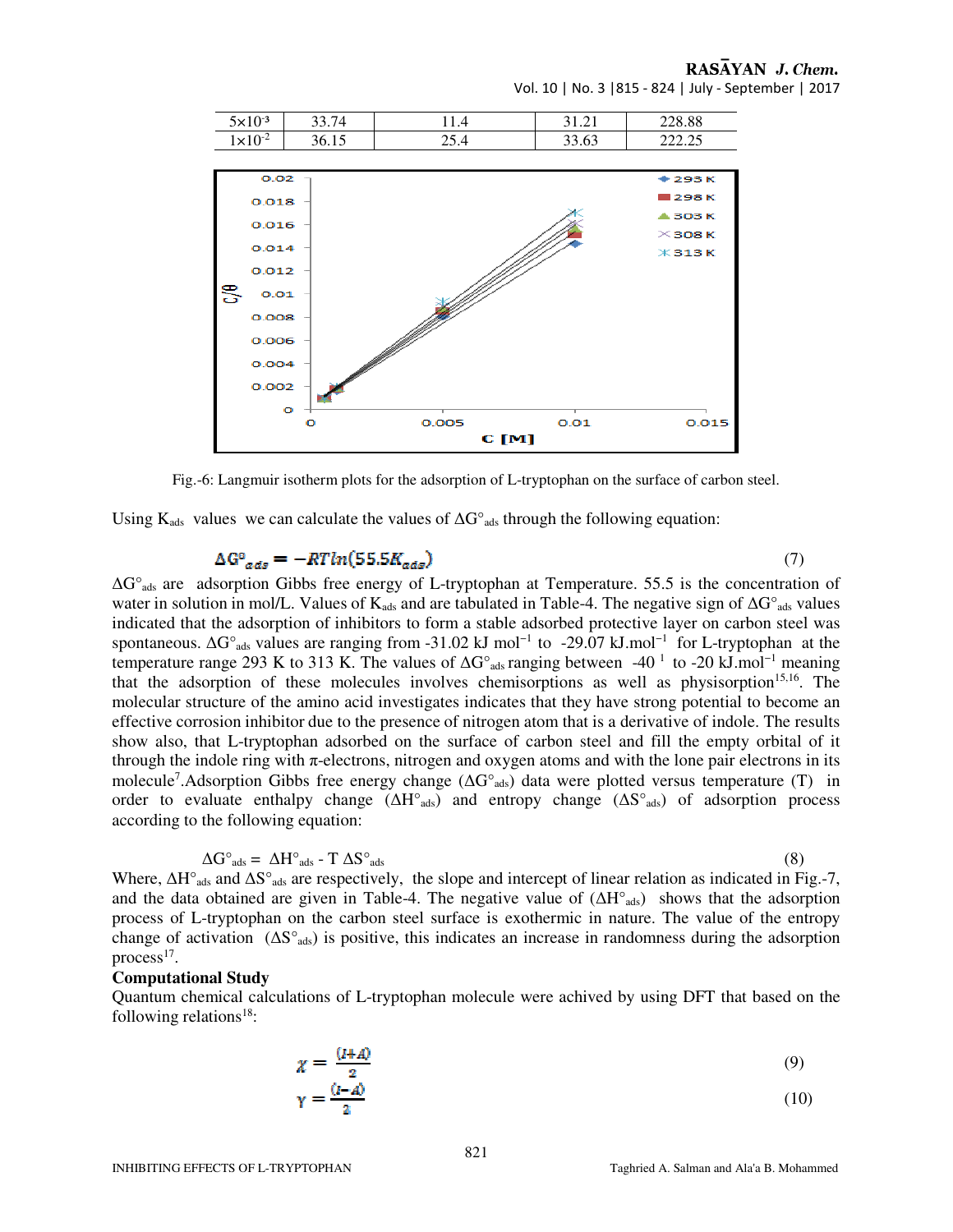| 5×10-3 | 33.74 | 11.4 | 31.21 | 228.88 |
|---|---|---|---|---|
| 1×10-2 | 36.15 | 25.4 | 33.63 | 222.25 |

Fig.-6: Langmuir isotherm plots for the adsorption of L-tryptophan on the surface of carbon steel.

Using $K_{ads}$ values we can calculate the values of $\Delta G°_{ads}$ through the following equation:

$$\Delta G°_{ads} = -RT\ln(55.5K_{ads}) \tag{7}$$

$\Delta G°_{ads}$ are adsorption Gibbs free energy of L-tryptophan at Temperature. 55.5 is the concentration of water in solution in mol/L. Values of $K_{ads}$ and are tabulated in Table-4. The negative sign of $\Delta G°_{ads}$ values indicated that the adsorption of inhibitors to form a stable adsorbed protective layer on carbon steel was spontaneous. $\Delta G°_{ads}$ values are ranging from -31.02 kJ mol$^{-1}$ to -29.07 kJ.mol$^{-1}$ for L-tryptophan at the temperature range 293 K to 313 K. The values of $\Delta G°_{ads}$ ranging between -40 $^{1}$ to -20 kJ.mol$^{-1}$ meaning that the adsorption of these molecules involves chemisorptions as well as physisorption[15,16]. The molecular structure of the amino acid investigates indicates that they have strong potential to become an effective corrosion inhibitor due to the presence of nitrogen atom that is a derivative of indole. The results show also, that L-tryptophan adsorbed on the surface of carbon steel and fill the empty orbital of it through the indole ring with π-electrons, nitrogen and oxygen atoms and with the lone pair electrons in its molecule[7].Adsorption Gibbs free energy change ($\Delta G°_{ads}$) data were plotted versus temperature (T) in order to evaluate enthalpy change ($\Delta H°_{ads}$) and entropy change ($\Delta S°_{ads}$) of adsorption process according to the following equation:

$$\Delta G°_{ads} = \Delta H°_{ads} - T\,\Delta S°_{ads} \tag{8}$$

Where, $\Delta H°_{ads}$ and $\Delta S°_{ads}$ are respectively, the slope and intercept of linear relation as indicated in Fig.-7, and the data obtained are given in Table-4. The negative value of ($\Delta H°_{ads}$) shows that the adsorption process of L-tryptophan on the carbon steel surface is exothermic in nature. The value of the entropy change of activation ($\Delta S°_{ads}$) is positive, this indicates an increase in randomness during the adsorption process[17].

**Computational Study**

Quantum chemical calculations of L-tryptophan molecule were achived by using DFT that based on the following relations[18]:

$$\chi = \frac{(I+A)}{2} \tag{9}$$

$$\gamma = \frac{(I-A)}{2} \tag{10}$$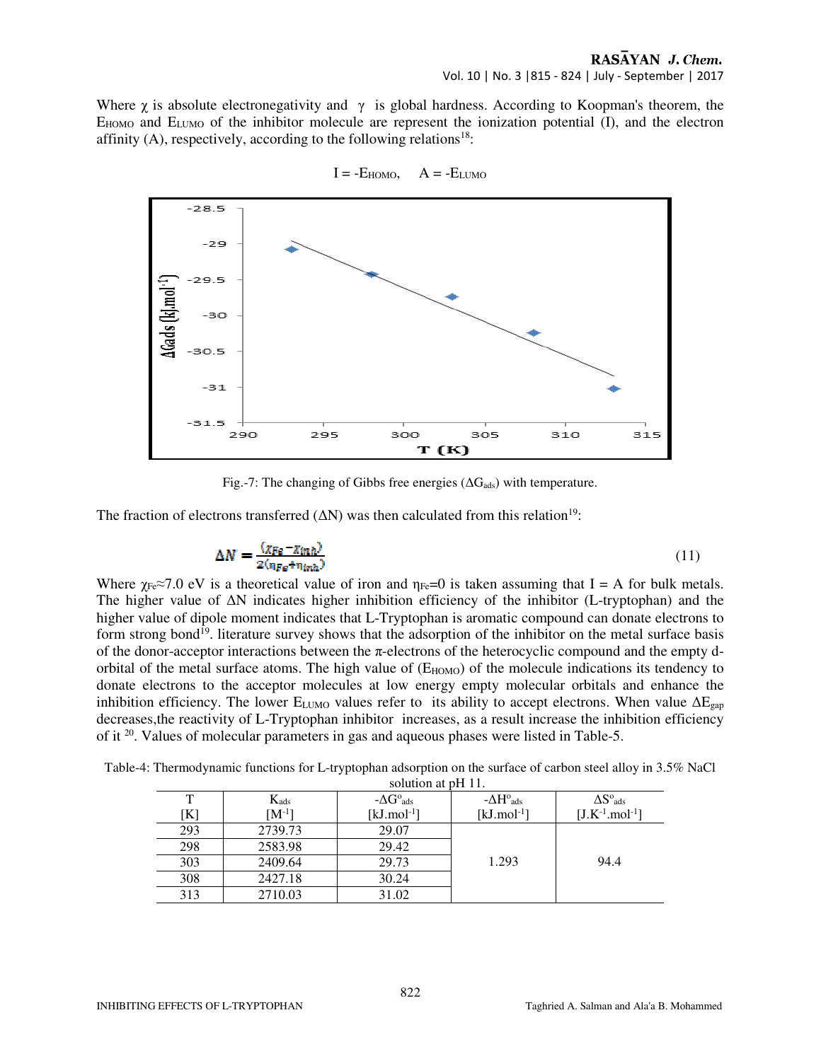Where $\chi$ is absolute electronegativity and $\gamma$ is global hardness. According to Koopman's theorem, the $E_{HOMO}$ and $E_{LUMO}$ of the inhibitor molecule are represent the ionization potential (I), and the electron affinity (A), respectively, according to the following relations[18]:

$$I = -E_{HOMO}, \quad A = -E_{LUMO}$$

Fig.-7: The changing of Gibbs free energies ($\Delta G_{ads}$) with temperature.

The fraction of electrons transferred ($\Delta N$) was then calculated from this relation[19]:

$$\Delta N = \frac{(\chi_{Fe} - \chi_{inh})}{2(\eta_{Fe} + \eta_{inh})} \tag{11}$$

Where $\chi_{Fe} \approx 7.0$ eV is a theoretical value of iron and $\eta_{Fe}=0$ is taken assuming that I = A for bulk metals. The higher value of $\Delta N$ indicates higher inhibition efficiency of the inhibitor (L-tryptophan) and the higher value of dipole moment indicates that L-Tryptophan is aromatic compound can donate electrons to form strong bond[19]. literature survey shows that the adsorption of the inhibitor on the metal surface basis of the donor-acceptor interactions between the π-electrons of the heterocyclic compound and the empty d-orbital of the metal surface atoms. The high value of ($E_{HOMO}$) of the molecule indications its tendency to donate electrons to the acceptor molecules at low energy empty molecular orbitals and enhance the inhibition efficiency. The lower $E_{LUMO}$ values refer to its ability to accept electrons. When value $\Delta E_{gap}$ decreases,the reactivity of L-Tryptophan inhibitor increases, as a result increase the inhibition efficiency of it [20]. Values of molecular parameters in gas and aqueous phases were listed in Table-5.

Table-4: Thermodynamic functions for L-tryptophan adsorption on the surface of carbon steel alloy in 3.5% NaCl solution at pH 11.

| T [K] | $K_{ads}$ [$M^{-1}$] | $-\Delta G^o_{ads}$ [$kJ.mol^{-1}$] | $-\Delta H^o_{ads}$ [$kJ.mol^{-1}$] | $\Delta S^o_{ads}$ [$J.K^{-1}.mol^{-1}$] |
|---|---|---|---|---|
| 293 | 2739.73 | 29.07 | 1.293 | 94.4 |
| 298 | 2583.98 | 29.42 | | |
| 303 | 2409.64 | 29.73 | | |
| 308 | 2427.18 | 30.24 | | |
| 313 | 2710.03 | 31.02 | | |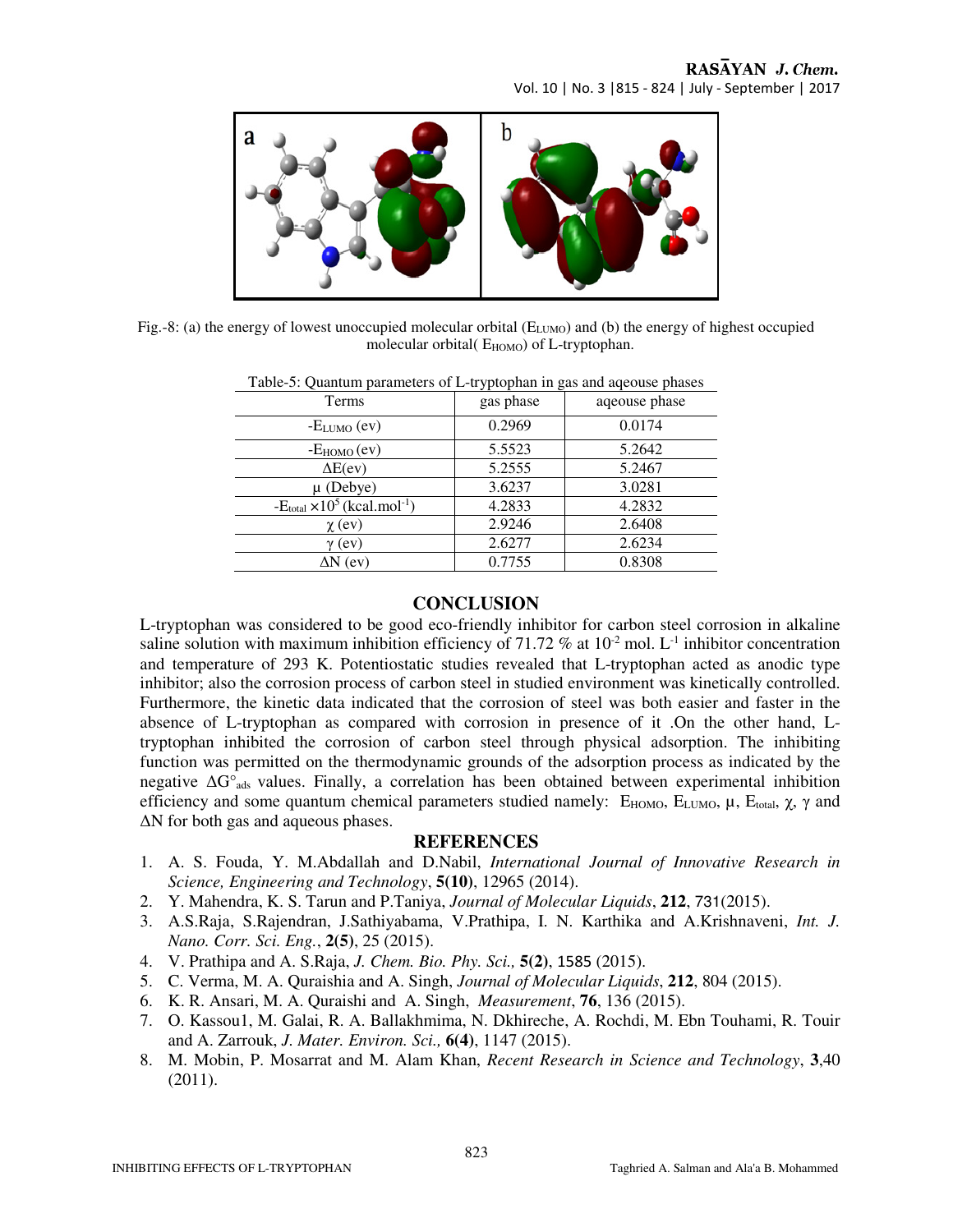Fig.-8: (a) the energy of lowest unoccupied molecular orbital ($E_{LUMO}$) and (b) the energy of highest occupied molecular orbital( $E_{HOMO}$) of L-tryptophan.

Table-5: Quantum parameters of L-tryptophan in gas and aqeouse phases

| Terms | gas phase | aqeouse phase |
|---|---|---|
| $-E_{LUMO}$ (ev) | 0.2969 | 0.0174 |
| $-E_{HOMO}$ (ev) | 5.5523 | 5.2642 |
| $\Delta E$(ev) | 5.2555 | 5.2467 |
| $\mu$ (Debye) | 3.6237 | 3.0281 |
| $-E_{total} \times 10^5$ (kcal.mol$^{-1}$) | 4.2833 | 4.2832 |
| $\chi$ (ev) | 2.9246 | 2.6408 |
| $\gamma$ (ev) | 2.6277 | 2.6234 |
| $\Delta N$ (ev) | 0.7755 | 0.8308 |

## CONCLUSION

L-tryptophan was considered to be good eco-friendly inhibitor for carbon steel corrosion in alkaline saline solution with maximum inhibition efficiency of 71.72 % at $10^{-2}$ mol. L$^{-1}$ inhibitor concentration and temperature of 293 K. Potentiostatic studies revealed that L-tryptophan acted as anodic type inhibitor; also the corrosion process of carbon steel in studied environment was kinetically controlled. Furthermore, the kinetic data indicated that the corrosion of steel was both easier and faster in the absence of L-tryptophan as compared with corrosion in presence of it .On the other hand, L-tryptophan inhibited the corrosion of carbon steel through physical adsorption. The inhibiting function was permitted on the thermodynamic grounds of the adsorption process as indicated by the negative $\Delta G^{\circ}_{ads}$ values. Finally, a correlation has been obtained between experimental inhibition efficiency and some quantum chemical parameters studied namely: $E_{HOMO}$, $E_{LUMO}$, $\mu$, $E_{total}$, $\chi$, $\gamma$ and $\Delta N$ for both gas and aqueous phases.

## REFERENCES

1. A. S. Fouda, Y. M.Abdallah and D.Nabil, *International Journal of Innovative Research in Science, Engineering and Technology*, **5(10)**, 12965 (2014).
2. Y. Mahendra, K. S. Tarun and P.Taniya, *Journal of Molecular Liquids*, **212**, 731(2015).
3. A.S.Raja, S.Rajendran, J.Sathiyabama, V.Prathipa, I. N. Karthika and A.Krishnaveni, *Int. J. Nano. Corr. Sci. Eng.*, **2(5)**, 25 (2015).
4. V. Prathipa and A. S.Raja, *J. Chem. Bio. Phy. Sci.,* **5(2)**, 1585 (2015).
5. C. Verma, M. A. Quraishia and A. Singh, *Journal of Molecular Liquids*, **212**, 804 (2015).
6. K. R. Ansari, M. A. Quraishi and A. Singh, *Measurement*, **76**, 136 (2015).
7. O. Kassou1, M. Galai, R. A. Ballakhmima, N. Dkhireche, A. Rochdi, M. Ebn Touhami, R. Touir and A. Zarrouk, *J. Mater. Environ. Sci.,* **6(4)**, 1147 (2015).
8. M. Mobin, P. Mosarrat and M. Alam Khan, *Recent Research in Science and Technology*, **3**,40 (2011).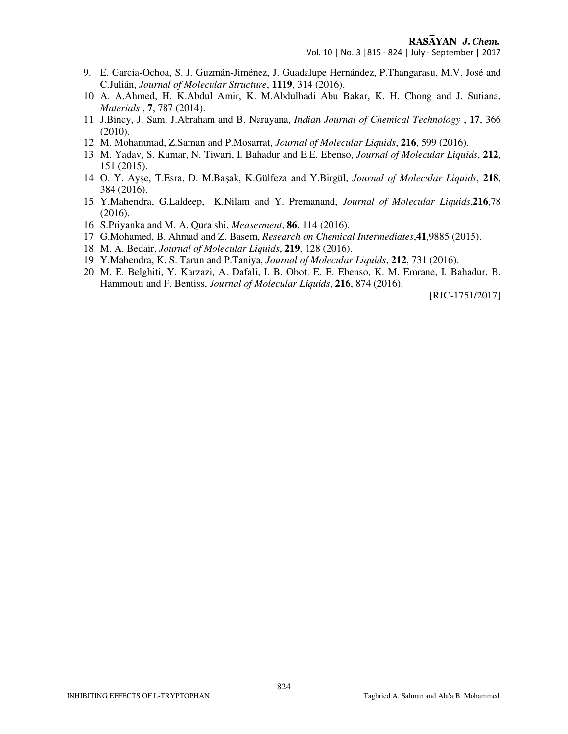9. E. Garcia-Ochoa, S. J. Guzmán-Jiménez, J. Guadalupe Hernández, P.Thangarasu, M.V. José and C.Julián, *Journal of Molecular Structure*, **1119**, 314 (2016).
10. A. A.Ahmed, H. K.Abdul Amir, K. M.Abdulhadi Abu Bakar, K. H. Chong and J. Sutiana, *Materials* , **7**, 787 (2014).
11. J.Bincy, J. Sam, J.Abraham and B. Narayana, *Indian Journal of Chemical Technology* , **17**, 366 (2010).
12. M. Mohammad, Z.Saman and P.Mosarrat, *Journal of Molecular Liquids*, **216**, 599 (2016).
13. M. Yadav, S. Kumar, N. Tiwari, I. Bahadur and E.E. Ebenso, *Journal of Molecular Liquids*, **212**, 151 (2015).
14. O. Y. Ayşe, T.Esra, D. M.Başak, K.Gülfeza and Y.Birgül, *Journal of Molecular Liquids*, **218**, 384 (2016).
15. Y.Mahendra, G.Laldeep, K.Nilam and Y. Premanand, *Journal of Molecular Liquids*,**216**,78 (2016).
16. S.Priyanka and M. A. Quraishi, *Measerment*, **86**, 114 (2016).
17. G.Mohamed, B. Ahmad and Z. Basem, *Research on Chemical Intermediates*,**41**,9885 (2015).
18. M. A. Bedair, *Journal of Molecular Liquids*, **219**, 128 (2016).
19. Y.Mahendra, K. S. Tarun and P.Taniya, *Journal of Molecular Liquids*, **212**, 731 (2016).
20. M. E. Belghiti, Y. Karzazi, A. Dafali, I. B. Obot, E. E. Ebenso, K. M. Emrane, I. Bahadur, B. Hammouti and F. Bentiss, *Journal of Molecular Liquids*, **216**, 874 (2016).

[RJC-1751/2017]